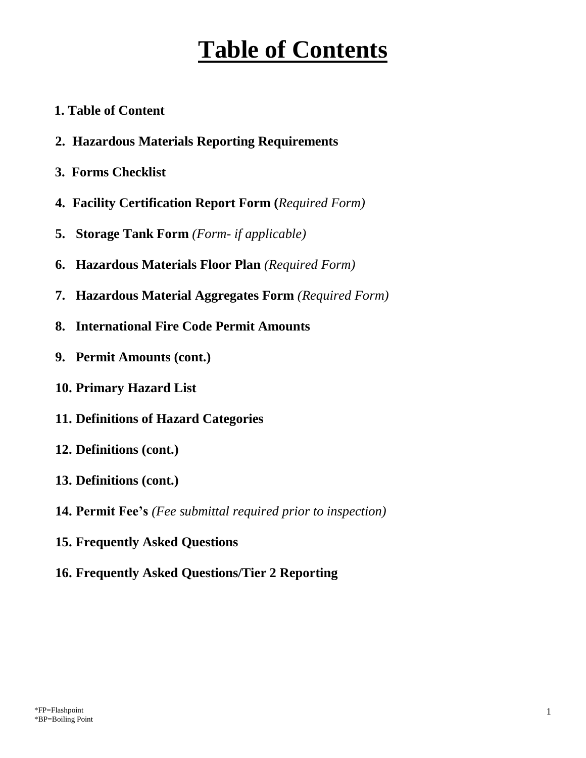# Table of Contents

1. **Table of Content**
2. **Hazardous Materials Reporting Requirements**
3. **Forms Checklist**
4. **Facility Certification Report Form (***Required Form)*
5. **Storage Tank Form** *(Form- if applicable)*
6. **Hazardous Materials Floor Plan** *(Required Form)*
7. **Hazardous Material Aggregates Form** *(Required Form)*
8. **International Fire Code Permit Amounts**
9. **Permit Amounts (cont.)**
10. **Primary Hazard List**
11. **Definitions of Hazard Categories**
12. **Definitions (cont.)**
13. **Definitions (cont.)**
14. **Permit Fee's** *(Fee submittal required prior to inspection)*
15. **Frequently Asked Questions**
16. **Frequently Asked Questions/Tier 2 Reporting**

*FP=Flashpoint
*BP=Boiling Point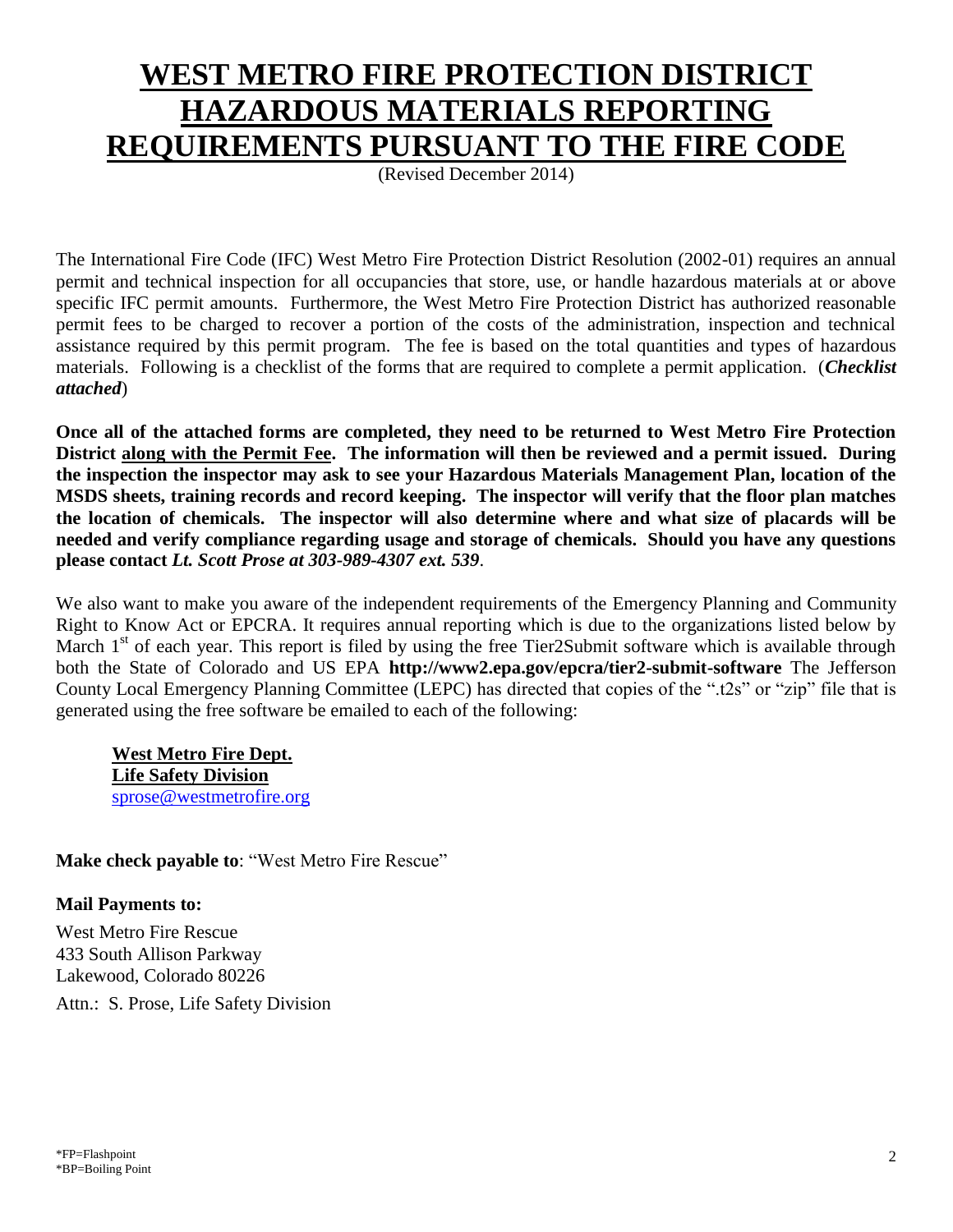# WEST METRO FIRE PROTECTION DISTRICT HAZARDOUS MATERIALS REPORTING REQUIREMENTS PURSUANT TO THE FIRE CODE

(Revised December 2014)

The International Fire Code (IFC) West Metro Fire Protection District Resolution (2002-01) requires an annual permit and technical inspection for all occupancies that store, use, or handle hazardous materials at or above specific IFC permit amounts. Furthermore, the West Metro Fire Protection District has authorized reasonable permit fees to be charged to recover a portion of the costs of the administration, inspection and technical assistance required by this permit program. The fee is based on the total quantities and types of hazardous materials. Following is a checklist of the forms that are required to complete a permit application. (***Checklist attached***)

**Once all of the attached forms are completed, they need to be returned to West Metro Fire Protection District <u>along with the Permit Fee</u>. The information will then be reviewed and a permit issued. During the inspection the inspector may ask to see your Hazardous Materials Management Plan, location of the MSDS sheets, training records and record keeping. The inspector will verify that the floor plan matches the location of chemicals. The inspector will also determine where and what size of placards will be needed and verify compliance regarding usage and storage of chemicals. Should you have any questions please contact *Lt. Scott Prose at 303-989-4307 ext. 539*.**

We also want to make you aware of the independent requirements of the Emergency Planning and Community Right to Know Act or EPCRA. It requires annual reporting which is due to the organizations listed below by March 1st of each year. This report is filed by using the free Tier2Submit software which is available through both the State of Colorado and US EPA **http://www2.epa.gov/epcra/tier2-submit-software** The Jefferson County Local Emergency Planning Committee (LEPC) has directed that copies of the ".t2s" or "zip" file that is generated using the free software be emailed to each of the following:

**<u>West Metro Fire Dept.</u>**
**<u>Life Safety Division</u>**
sprose@westmetrofire.org

**Make check payable to**: "West Metro Fire Rescue"

**Mail Payments to:**

West Metro Fire Rescue
433 South Allison Parkway
Lakewood, Colorado 80226

Attn.: S. Prose, Life Safety Division

*FP=Flashpoint
*BP=Boiling Point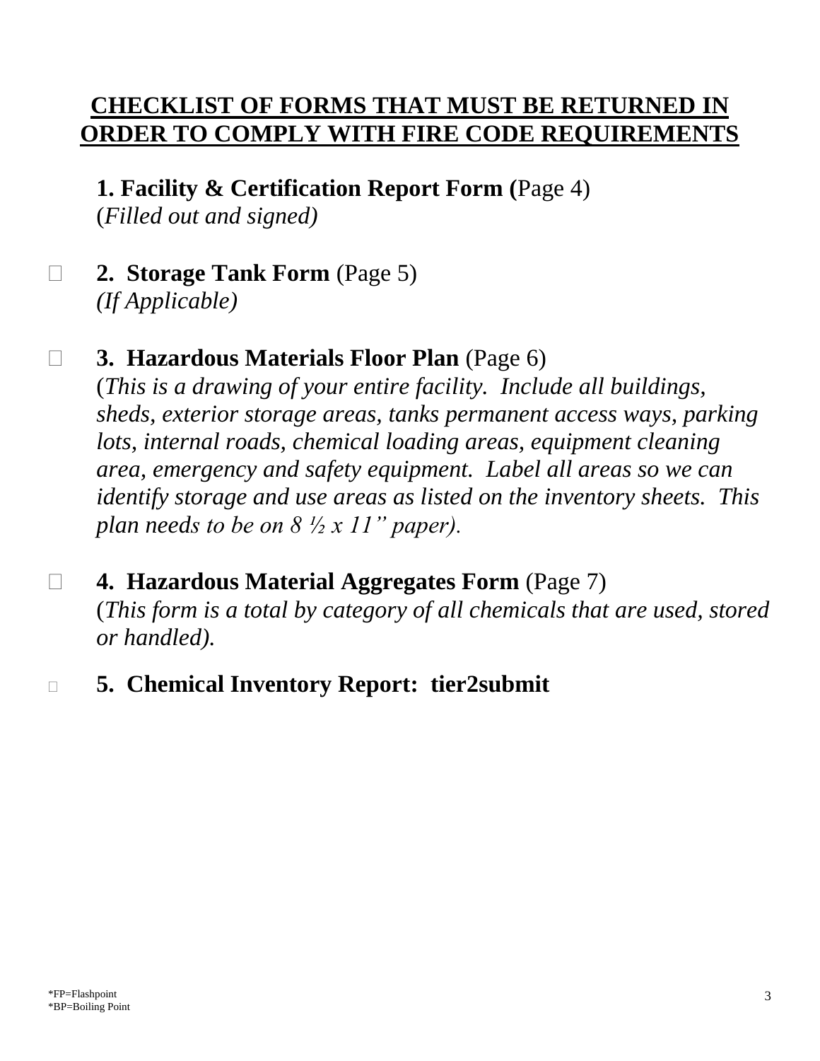# CHECKLIST OF FORMS THAT MUST BE RETURNED IN ORDER TO COMPLY WITH FIRE CODE REQUIREMENTS

**1. Facility & Certification Report Form (**Page 4)
(*Filled out and signed)*

☐ **2. Storage Tank Form** (Page 5)
*(If Applicable)*

☐ **3. Hazardous Materials Floor Plan** (Page 6)
(*This is a drawing of your entire facility. Include all buildings, sheds, exterior storage areas, tanks permanent access ways, parking lots, internal roads, chemical loading areas, equipment cleaning area, emergency and safety equipment. Label all areas so we can identify storage and use areas as listed on the inventory sheets. This plan needs to be on 8 ½ x 11" paper).*

☐ **4. Hazardous Material Aggregates Form** (Page 7)
(*This form is a total by category of all chemicals that are used, stored or handled).*

☐ **5. Chemical Inventory Report: tier2submit**

*FP=Flashpoint
*BP=Boiling Point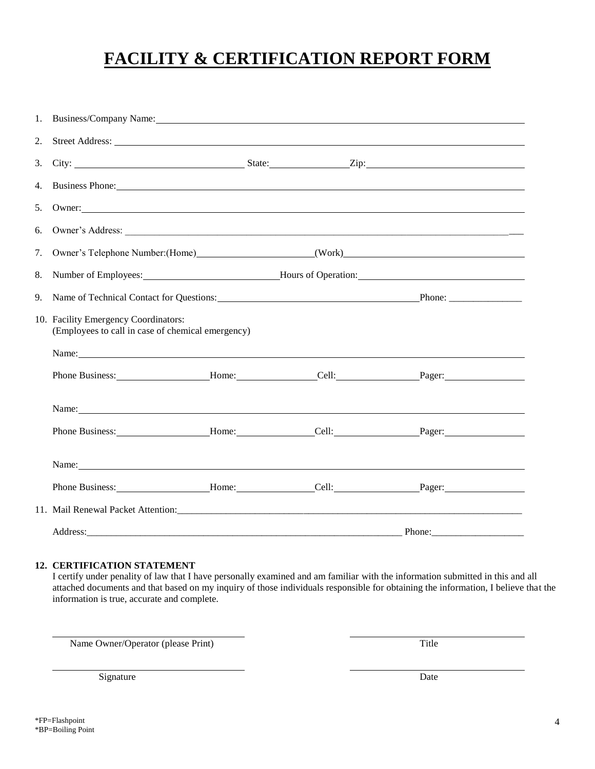# FACILITY & CERTIFICATION REPORT FORM

1. Business/Company Name: ______________________________
2. Street Address: ______________________________
3. City: ______________ State: ______________ Zip: ______________
4. Business Phone: ______________________________
5. Owner: ______________________________
6. Owner's Address: ______________________________
7. Owner's Telephone Number:(Home) ______________ (Work) ______________
8. Number of Employees: ______________ Hours of Operation: ______________
9. Name of Technical Contact for Questions: ______________ Phone: ______________
10. Facility Emergency Coordinators:
    (Employees to call in case of chemical emergency)

    Name: ______________________________

    Phone Business: ______________ Home: ______________ Cell: ______________ Pager: ______________

    Name: ______________________________

    Phone Business: ______________ Home: ______________ Cell: ______________ Pager: ______________

    Name: ______________________________

    Phone Business: ______________ Home: ______________ Cell: ______________ Pager: ______________
11. Mail Renewal Packet Attention: ______________________________

    Address: ______________________________ Phone: ______________

**12. CERTIFICATION STATEMENT**

I certify under penalty of law that I have personally examined and am familiar with the information submitted in this and all attached documents and that based on my inquiry of those individuals responsible for obtaining the information, I believe that the information is true, accurate and complete.

______________________________ Name Owner/Operator (please Print)

______________________________ Title

______________________________ Signature

______________________________ Date

*FP=Flashpoint
*BP=Boiling Point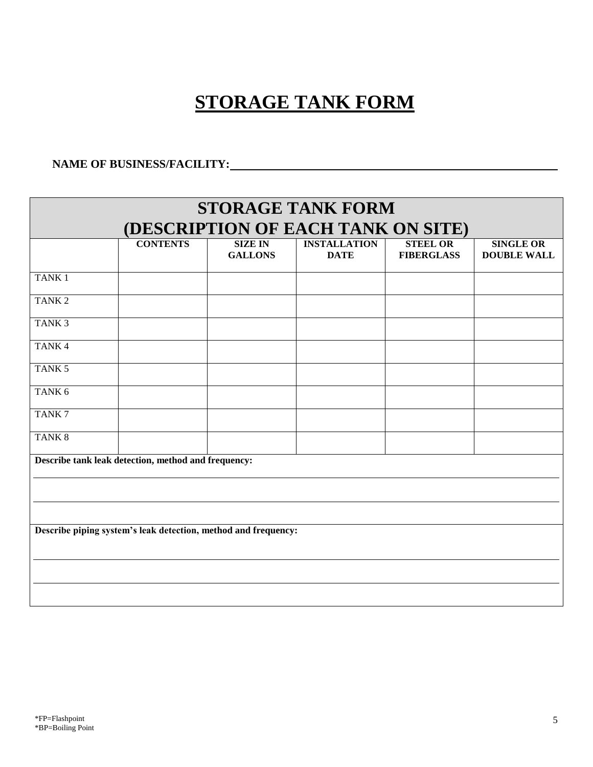# STORAGE TANK FORM

**NAME OF BUSINESS/FACILITY:** \_\_\_\_\_\_\_\_\_\_\_\_\_\_\_\_\_\_\_\_\_\_\_\_\_\_\_\_\_\_\_\_\_\_\_\_\_\_\_\_\_\_\_\_\_\_\_\_

## STORAGE TANK FORM (DESCRIPTION OF EACH TANK ON SITE)

| | CONTENTS | SIZE IN GALLONS | INSTALLATION DATE | STEEL OR FIBERGLASS | SINGLE OR DOUBLE WALL |
|---|---|---|---|---|---|
| TANK 1 | | | | | |
| TANK 2 | | | | | |
| TANK 3 | | | | | |
| TANK 4 | | | | | |
| TANK 5 | | | | | |
| TANK 6 | | | | | |
| TANK 7 | | | | | |
| TANK 8 | | | | | |

**Describe tank leak detection, method and frequency:**

\_\_\_\_\_\_\_\_\_\_\_\_\_\_\_\_\_\_\_\_\_\_\_\_\_\_\_\_\_\_\_\_\_\_\_\_\_\_\_\_\_\_\_\_\_\_\_\_

\_\_\_\_\_\_\_\_\_\_\_\_\_\_\_\_\_\_\_\_\_\_\_\_\_\_\_\_\_\_\_\_\_\_\_\_\_\_\_\_\_\_\_\_\_\_\_\_

**Describe piping system's leak detection, method and frequency:**

\_\_\_\_\_\_\_\_\_\_\_\_\_\_\_\_\_\_\_\_\_\_\_\_\_\_\_\_\_\_\_\_\_\_\_\_\_\_\_\_\_\_\_\_\_\_\_\_

\_\_\_\_\_\_\_\_\_\_\_\_\_\_\_\_\_\_\_\_\_\_\_\_\_\_\_\_\_\_\_\_\_\_\_\_\_\_\_\_\_\_\_\_\_\_\_\_

*FP=Flashpoint
*BP=Boiling Point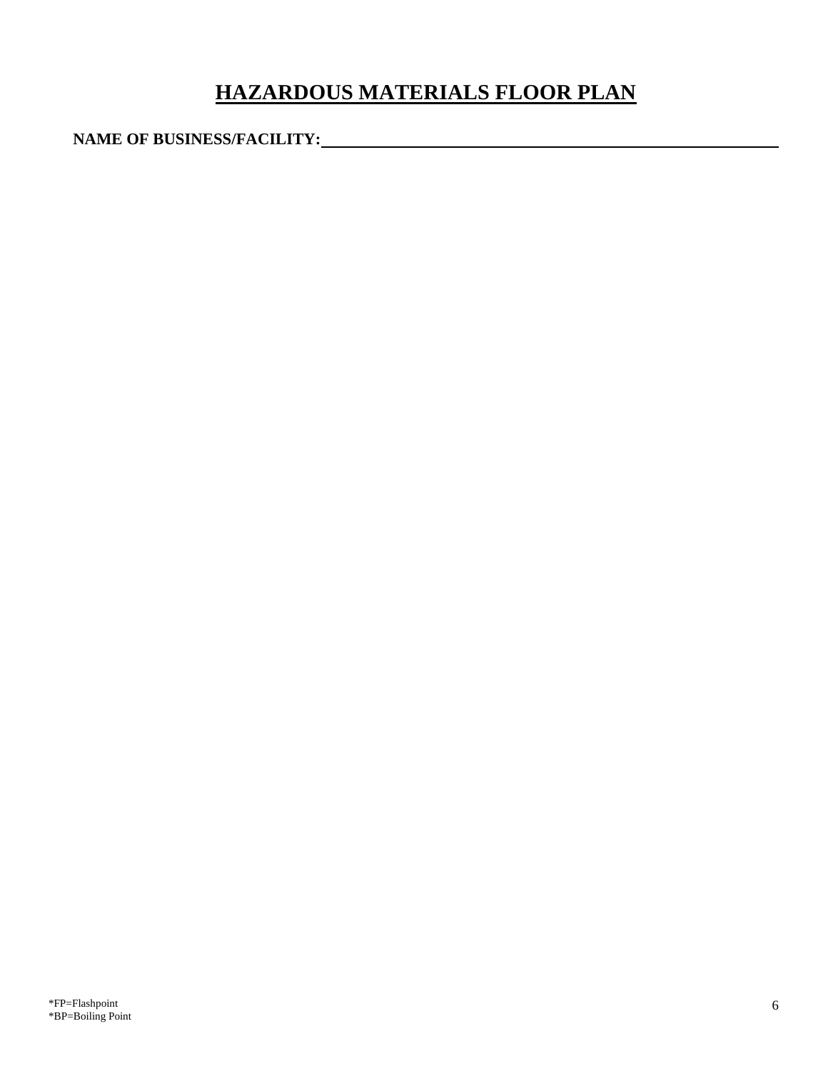# HAZARDOUS MATERIALS FLOOR PLAN

**NAME OF BUSINESS/FACILITY:** ______________________________________________

*FP=Flashpoint
*BP=Boiling Point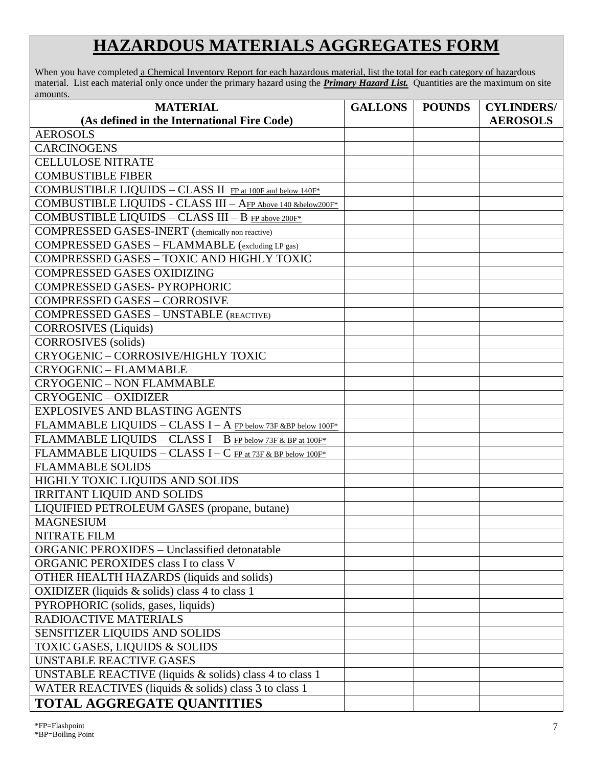# HAZARDOUS MATERIALS AGGREGATES FORM

When you have completed a Chemical Inventory Report for each hazardous material, list the total for each category of hazardous material. List each material only once under the primary hazard using the ***Primary Hazard List.*** Quantities are the maximum on site amounts.

| MATERIAL (As defined in the International Fire Code) | GALLONS | POUNDS | CYLINDERS/ AEROSOLS |
|---|---|---|---|
| AEROSOLS | | | |
| CARCINOGENS | | | |
| CELLULOSE NITRATE | | | |
| COMBUSTIBLE FIBER | | | |
| COMBUSTIBLE LIQUIDS – CLASS II FP at 100F and below 140F* | | | |
| COMBUSTIBLE LIQUIDS - CLASS III – A FP Above 140 &below200F* | | | |
| COMBUSTIBLE LIQUIDS – CLASS III – B FP above 200F* | | | |
| COMPRESSED GASES-INERT (chemically non reactive) | | | |
| COMPRESSED GASES – FLAMMABLE (excluding LP gas) | | | |
| COMPRESSED GASES – TOXIC AND HIGHLY TOXIC | | | |
| COMPRESSED GASES OXIDIZING | | | |
| COMPRESSED GASES- PYROPHORIC | | | |
| COMPRESSED GASES – CORROSIVE | | | |
| COMPRESSED GASES – UNSTABLE (REACTIVE) | | | |
| CORROSIVES (Liquids) | | | |
| CORROSIVES (solids) | | | |
| CRYOGENIC – CORROSIVE/HIGHLY TOXIC | | | |
| CRYOGENIC – FLAMMABLE | | | |
| CRYOGENIC – NON FLAMMABLE | | | |
| CRYOGENIC – OXIDIZER | | | |
| EXPLOSIVES AND BLASTING AGENTS | | | |
| FLAMMABLE LIQUIDS – CLASS I – A FP below 73F &BP below 100F* | | | |
| FLAMMABLE LIQUIDS – CLASS I – B FP below 73F & BP at 100F* | | | |
| FLAMMABLE LIQUIDS – CLASS I – C FP at 73F & BP below 100F* | | | |
| FLAMMABLE SOLIDS | | | |
| HIGHLY TOXIC LIQUIDS AND SOLIDS | | | |
| IRRITANT LIQUID AND SOLIDS | | | |
| LIQUIFIED PETROLEUM GASES (propane, butane) | | | |
| MAGNESIUM | | | |
| NITRATE FILM | | | |
| ORGANIC PEROXIDES – Unclassified detonatable | | | |
| ORGANIC PEROXIDES class I to class V | | | |
| OTHER HEALTH HAZARDS (liquids and solids) | | | |
| OXIDIZER (liquids & solids) class 4 to class 1 | | | |
| PYROPHORIC (solids, gases, liquids) | | | |
| RADIOACTIVE MATERIALS | | | |
| SENSITIZER LIQUIDS AND SOLIDS | | | |
| TOXIC GASES, LIQUIDS & SOLIDS | | | |
| UNSTABLE REACTIVE GASES | | | |
| UNSTABLE REACTIVE (liquids & solids) class 4 to class 1 | | | |
| WATER REACTIVES (liquids & solids) class 3 to class 1 | | | |
| **TOTAL AGGREGATE QUANTITIES** | | | |

*FP=Flashpoint
*BP=Boiling Point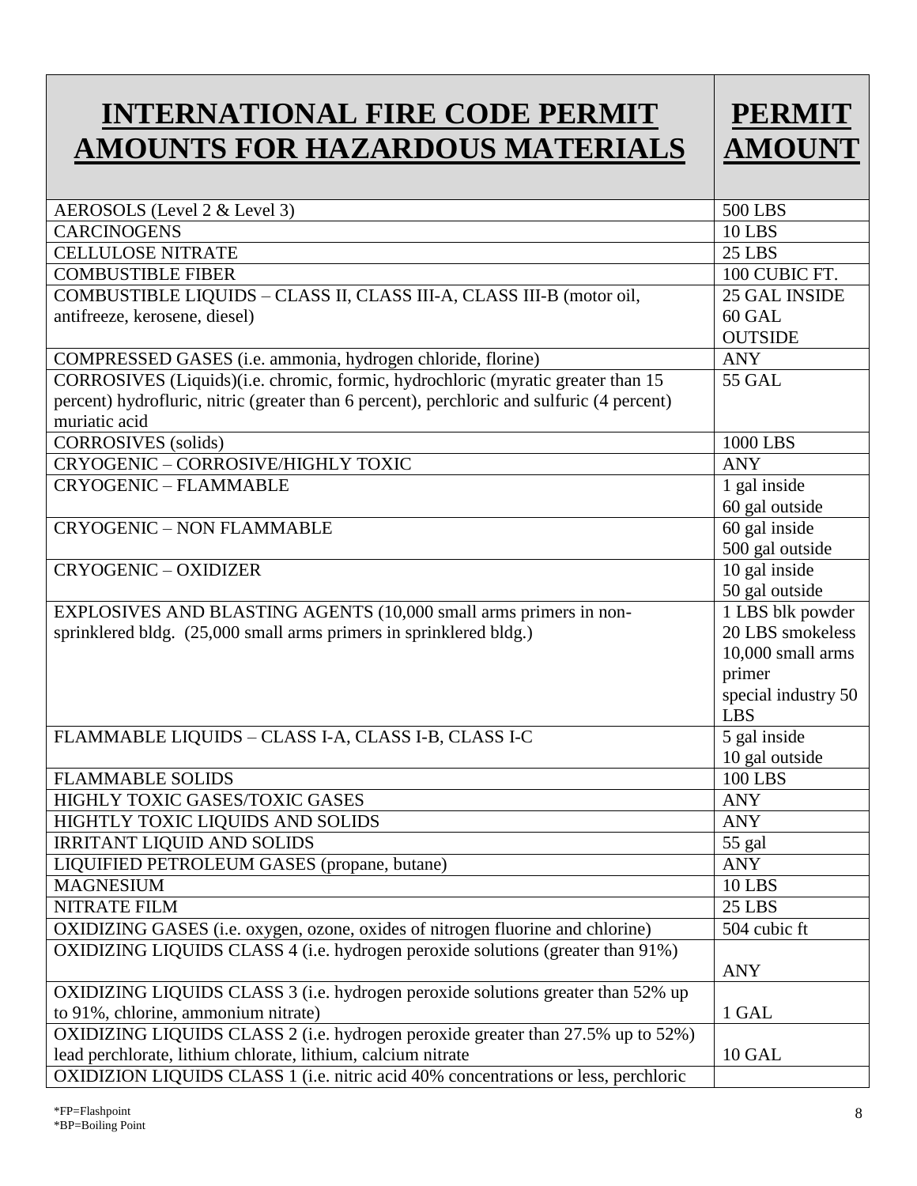| **INTERNATIONAL FIRE CODE PERMIT AMOUNTS FOR HAZARDOUS MATERIALS** | **PERMIT AMOUNT** |
|---|---|
| AEROSOLS (Level 2 & Level 3) | 500 LBS |
| CARCINOGENS | 10 LBS |
| CELLULOSE NITRATE | 25 LBS |
| COMBUSTIBLE FIBER | 100 CUBIC FT. |
| COMBUSTIBLE LIQUIDS – CLASS II, CLASS III-A, CLASS III-B (motor oil, antifreeze, kerosene, diesel) | 25 GAL INSIDE 60 GAL OUTSIDE |
| COMPRESSED GASES (i.e. ammonia, hydrogen chloride, florine) | ANY |
| CORROSIVES (Liquids)(i.e. chromic, formic, hydrochloric (myratic greater than 15 percent) hydrofluric, nitric (greater than 6 percent), perchloric and sulfuric (4 percent) muriatic acid | 55 GAL |
| CORROSIVES (solids) | 1000 LBS |
| CRYOGENIC – CORROSIVE/HIGHLY TOXIC | ANY |
| CRYOGENIC – FLAMMABLE | 1 gal inside 60 gal outside |
| CRYOGENIC – NON FLAMMABLE | 60 gal inside 500 gal outside |
| CRYOGENIC – OXIDIZER | 10 gal inside 50 gal outside |
| EXPLOSIVES AND BLASTING AGENTS (10,000 small arms primers in non-sprinklered bldg. (25,000 small arms primers in sprinklered bldg.) | 1 LBS blk powder 20 LBS smokeless 10,000 small arms primer special industry 50 LBS |
| FLAMMABLE LIQUIDS – CLASS I-A, CLASS I-B, CLASS I-C | 5 gal inside 10 gal outside |
| FLAMMABLE SOLIDS | 100 LBS |
| HIGHLY TOXIC GASES/TOXIC GASES | ANY |
| HIGHTLY TOXIC LIQUIDS AND SOLIDS | ANY |
| IRRITANT LIQUID AND SOLIDS | 55 gal |
| LIQUIFIED PETROLEUM GASES (propane, butane) | ANY |
| MAGNESIUM | 10 LBS |
| NITRATE FILM | 25 LBS |
| OXIDIZING GASES (i.e. oxygen, ozone, oxides of nitrogen fluorine and chlorine) | 504 cubic ft |
| OXIDIZING LIQUIDS CLASS 4 (i.e. hydrogen peroxide solutions (greater than 91%) | ANY |
| OXIDIZING LIQUIDS CLASS 3 (i.e. hydrogen peroxide solutions greater than 52% up to 91%, chlorine, ammonium nitrate) | 1 GAL |
| OXIDIZING LIQUIDS CLASS 2 (i.e. hydrogen peroxide greater than 27.5% up to 52%) lead perchlorate, lithium chlorate, lithium, calcium nitrate | 10 GAL |
| OXIDIZION LIQUIDS CLASS 1 (i.e. nitric acid 40% concentrations or less, perchloric | |

*FP=Flashpoint
*BP=Boiling Point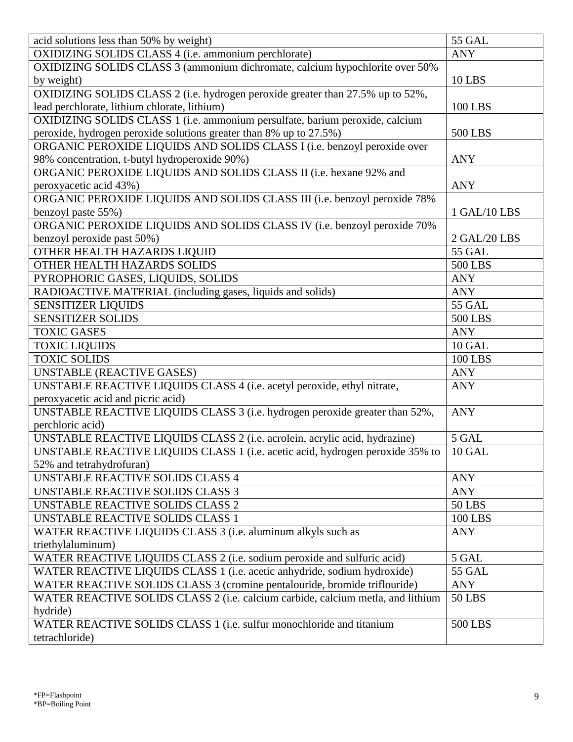| | |
|---|---|
| acid solutions less than 50% by weight) | 55 GAL |
| OXIDIZING SOLIDS CLASS 4 (i.e. ammonium perchlorate) | ANY |
| OXIDIZING SOLIDS CLASS 3 (ammonium dichromate, calcium hypochlorite over 50% by weight) | 10 LBS |
| OXIDIZING SOLIDS CLASS 2 (i.e. hydrogen peroxide greater than 27.5% up to 52%, lead perchlorate, lithium chlorate, lithium) | 100 LBS |
| OXIDIZING SOLIDS CLASS 1 (i.e. ammonium persulfate, barium peroxide, calcium peroxide, hydrogen peroxide solutions greater than 8% up to 27.5%) | 500 LBS |
| ORGANIC PEROXIDE LIQUIDS AND SOLIDS CLASS I (i.e. benzoyl peroxide over 98% concentration, t-butyl hydroperoxide 90%) | ANY |
| ORGANIC PEROXIDE LIQUIDS AND SOLIDS CLASS II (i.e. hexane 92% and peroxyacetic acid 43%) | ANY |
| ORGANIC PEROXIDE LIQUIDS AND SOLIDS CLASS III (i.e. benzoyl peroxide 78% benzoyl paste 55%) | 1 GAL/10 LBS |
| ORGANIC PEROXIDE LIQUIDS AND SOLIDS CLASS IV (i.e. benzoyl peroxide 70% benzoyl peroxide past 50%) | 2 GAL/20 LBS |
| OTHER HEALTH HAZARDS LIQUID | 55 GAL |
| OTHER HEALTH HAZARDS SOLIDS | 500 LBS |
| PYROPHORIC GASES, LIQUIDS, SOLIDS | ANY |
| RADIOACTIVE MATERIAL (including gases, liquids and solids) | ANY |
| SENSITIZER LIQUIDS | 55 GAL |
| SENSITIZER SOLIDS | 500 LBS |
| TOXIC GASES | ANY |
| TOXIC LIQUIDS | 10 GAL |
| TOXIC SOLIDS | 100 LBS |
| UNSTABLE (REACTIVE GASES) | ANY |
| UNSTABLE REACTIVE LIQUIDS CLASS 4 (i.e. acetyl peroxide, ethyl nitrate, peroxyacetic acid and picric acid) | ANY |
| UNSTABLE REACTIVE LIQUIDS CLASS 3 (i.e. hydrogen peroxide greater than 52%, perchloric acid) | ANY |
| UNSTABLE REACTIVE LIQUIDS CLASS 2 (i.e. acrolein, acrylic acid, hydrazine) | 5 GAL |
| UNSTABLE REACTIVE LIQUIDS CLASS 1 (i.e. acetic acid, hydrogen peroxide 35% to 52% and tetrahydrofuran) | 10 GAL |
| UNSTABLE REACTIVE SOLIDS CLASS 4 | ANY |
| UNSTABLE REACTIVE SOLIDS CLASS 3 | ANY |
| UNSTABLE REACTIVE SOLIDS CLASS 2 | 50 LBS |
| UNSTABLE REACTIVE SOLIDS CLASS 1 | 100 LBS |
| WATER REACTIVE LIQUIDS CLASS 3 (i.e. aluminum alkyls such as triethylaluminum) | ANY |
| WATER REACTIVE LIQUIDS CLASS 2 (i.e. sodium peroxide and sulfuric acid) | 5 GAL |
| WATER REACTIVE LIQUIDS CLASS 1 (i.e. acetic anhydride, sodium hydroxide) | 55 GAL |
| WATER REACTIVE SOLIDS CLASS 3 (cromine pentalouride, bromide triflouride) | ANY |
| WATER REACTIVE SOLIDS CLASS 2 (i.e. calcium carbide, calcium metla, and lithium hydride) | 50 LBS |
| WATER REACTIVE SOLIDS CLASS 1 (i.e. sulfur monochloride and titanium tetrachloride) | 500 LBS |

*FP=Flashpoint
*BP=Boiling Point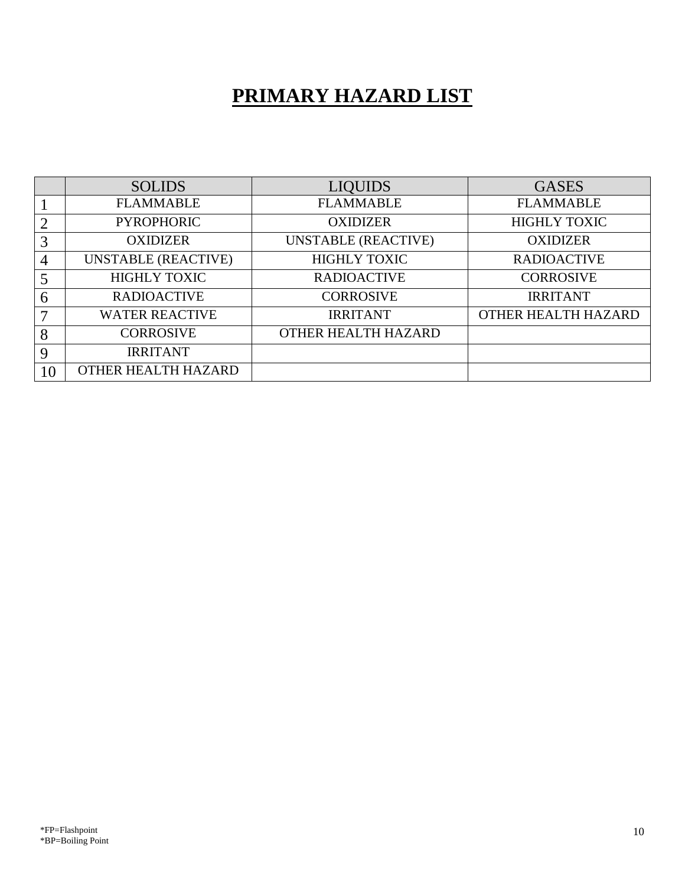# PRIMARY HAZARD LIST

| | SOLIDS | LIQUIDS | GASES |
|---|---|---|---|
| 1 | FLAMMABLE | FLAMMABLE | FLAMMABLE |
| 2 | PYROPHORIC | OXIDIZER | HIGHLY TOXIC |
| 3 | OXIDIZER | UNSTABLE (REACTIVE) | OXIDIZER |
| 4 | UNSTABLE (REACTIVE) | HIGHLY TOXIC | RADIOACTIVE |
| 5 | HIGHLY TOXIC | RADIOACTIVE | CORROSIVE |
| 6 | RADIOACTIVE | CORROSIVE | IRRITANT |
| 7 | WATER REACTIVE | IRRITANT | OTHER HEALTH HAZARD |
| 8 | CORROSIVE | OTHER HEALTH HAZARD | |
| 9 | IRRITANT | | |
| 10 | OTHER HEALTH HAZARD | | |

*FP=Flashpoint
*BP=Boiling Point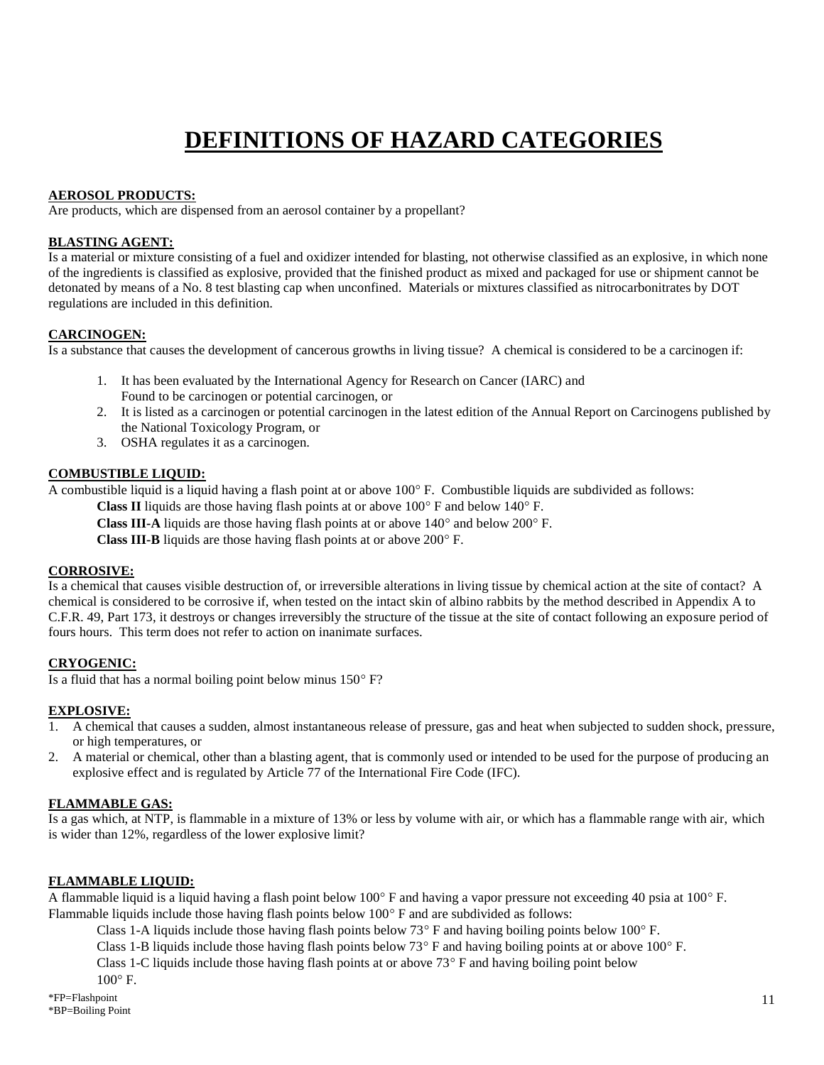# DEFINITIONS OF HAZARD CATEGORIES

**AEROSOL PRODUCTS:**
Are products, which are dispensed from an aerosol container by a propellant?

**BLASTING AGENT:**
Is a material or mixture consisting of a fuel and oxidizer intended for blasting, not otherwise classified as an explosive, in which none of the ingredients is classified as explosive, provided that the finished product as mixed and packaged for use or shipment cannot be detonated by means of a No. 8 test blasting cap when unconfined. Materials or mixtures classified as nitrocarbonitrates by DOT regulations are included in this definition.

**CARCINOGEN:**
Is a substance that causes the development of cancerous growths in living tissue? A chemical is considered to be a carcinogen if:

1. It has been evaluated by the International Agency for Research on Cancer (IARC) and Found to be carcinogen or potential carcinogen, or
2. It is listed as a carcinogen or potential carcinogen in the latest edition of the Annual Report on Carcinogens published by the National Toxicology Program, or
3. OSHA regulates it as a carcinogen.

**COMBUSTIBLE LIQUID:**
A combustible liquid is a liquid having a flash point at or above 100° F. Combustible liquids are subdivided as follows:

**Class II** liquids are those having flash points at or above 100° F and below 140° F.

**Class III-A** liquids are those having flash points at or above 140° and below 200° F.

**Class III-B** liquids are those having flash points at or above 200° F.

**CORROSIVE:**
Is a chemical that causes visible destruction of, or irreversible alterations in living tissue by chemical action at the site of contact? A chemical is considered to be corrosive if, when tested on the intact skin of albino rabbits by the method described in Appendix A to C.F.R. 49, Part 173, it destroys or changes irreversibly the structure of the tissue at the site of contact following an exposure period of fours hours. This term does not refer to action on inanimate surfaces.

**CRYOGENIC:**
Is a fluid that has a normal boiling point below minus 150° F?

**EXPLOSIVE:**

1. A chemical that causes a sudden, almost instantaneous release of pressure, gas and heat when subjected to sudden shock, pressure, or high temperatures, or
2. A material or chemical, other than a blasting agent, that is commonly used or intended to be used for the purpose of producing an explosive effect and is regulated by Article 77 of the International Fire Code (IFC).

**FLAMMABLE GAS:**
Is a gas which, at NTP, is flammable in a mixture of 13% or less by volume with air, or which has a flammable range with air, which is wider than 12%, regardless of the lower explosive limit?

**FLAMMABLE LIQUID:**
A flammable liquid is a liquid having a flash point below 100° F and having a vapor pressure not exceeding 40 psia at 100° F. Flammable liquids include those having flash points below 100° F and are subdivided as follows:

Class 1-A liquids include those having flash points below 73° F and having boiling points below 100° F.

Class 1-B liquids include those having flash points below 73° F and having boiling points at or above 100° F.

Class 1-C liquids include those having flash points at or above 73° F and having boiling point below 100° F.

*FP=Flashpoint
*BP=Boiling Point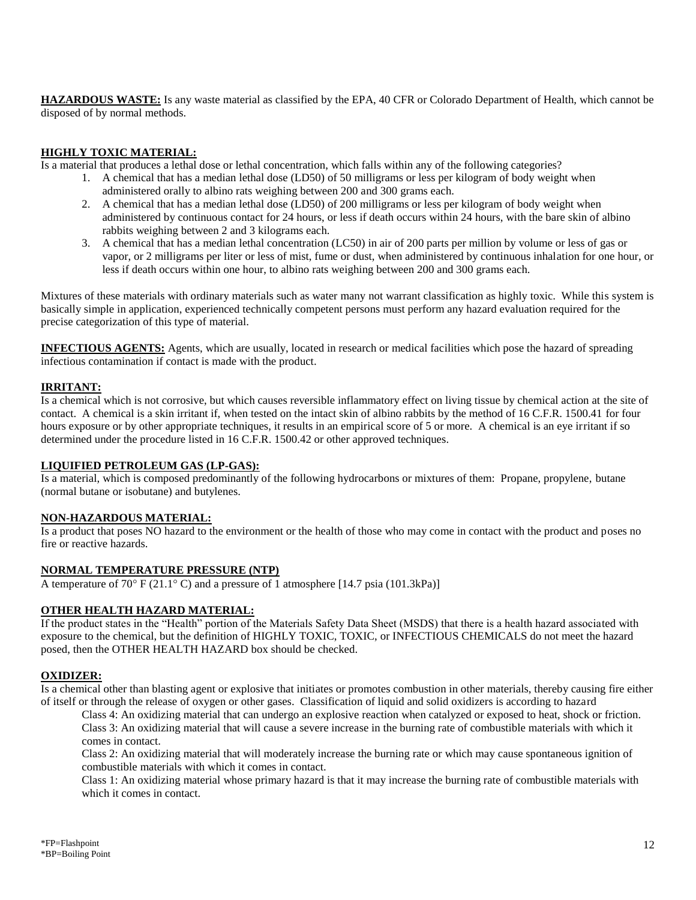**HAZARDOUS WASTE:** Is any waste material as classified by the EPA, 40 CFR or Colorado Department of Health, which cannot be disposed of by normal methods.

**HIGHLY TOXIC MATERIAL:**

Is a material that produces a lethal dose or lethal concentration, which falls within any of the following categories?

1. A chemical that has a median lethal dose (LD50) of 50 milligrams or less per kilogram of body weight when administered orally to albino rats weighing between 200 and 300 grams each.
2. A chemical that has a median lethal dose (LD50) of 200 milligrams or less per kilogram of body weight when administered by continuous contact for 24 hours, or less if death occurs within 24 hours, with the bare skin of albino rabbits weighing between 2 and 3 kilograms each.
3. A chemical that has a median lethal concentration (LC50) in air of 200 parts per million by volume or less of gas or vapor, or 2 milligrams per liter or less of mist, fume or dust, when administered by continuous inhalation for one hour, or less if death occurs within one hour, to albino rats weighing between 200 and 300 grams each.

Mixtures of these materials with ordinary materials such as water many not warrant classification as highly toxic. While this system is basically simple in application, experienced technically competent persons must perform any hazard evaluation required for the precise categorization of this type of material.

**INFECTIOUS AGENTS:** Agents, which are usually, located in research or medical facilities which pose the hazard of spreading infectious contamination if contact is made with the product.

**IRRITANT:**

Is a chemical which is not corrosive, but which causes reversible inflammatory effect on living tissue by chemical action at the site of contact. A chemical is a skin irritant if, when tested on the intact skin of albino rabbits by the method of 16 C.F.R. 1500.41 for four hours exposure or by other appropriate techniques, it results in an empirical score of 5 or more. A chemical is an eye irritant if so determined under the procedure listed in 16 C.F.R. 1500.42 or other approved techniques.

**LIQUIFIED PETROLEUM GAS (LP-GAS):**

Is a material, which is composed predominantly of the following hydrocarbons or mixtures of them: Propane, propylene, butane (normal butane or isobutane) and butylenes.

**NON-HAZARDOUS MATERIAL:**

Is a product that poses NO hazard to the environment or the health of those who may come in contact with the product and poses no fire or reactive hazards.

**NORMAL TEMPERATURE PRESSURE (NTP)**

A temperature of 70° F (21.1° C) and a pressure of 1 atmosphere [14.7 psia (101.3kPa)]

**OTHER HEALTH HAZARD MATERIAL:**

If the product states in the "Health" portion of the Materials Safety Data Sheet (MSDS) that there is a health hazard associated with exposure to the chemical, but the definition of HIGHLY TOXIC, TOXIC, or INFECTIOUS CHEMICALS do not meet the hazard posed, then the OTHER HEALTH HAZARD box should be checked.

**OXIDIZER:**

Is a chemical other than blasting agent or explosive that initiates or promotes combustion in other materials, thereby causing fire either of itself or through the release of oxygen or other gases. Classification of liquid and solid oxidizers is according to hazard

Class 4: An oxidizing material that can undergo an explosive reaction when catalyzed or exposed to heat, shock or friction.

Class 3: An oxidizing material that will cause a severe increase in the burning rate of combustible materials with which it comes in contact.

Class 2: An oxidizing material that will moderately increase the burning rate or which may cause spontaneous ignition of combustible materials with which it comes in contact.

Class 1: An oxidizing material whose primary hazard is that it may increase the burning rate of combustible materials with which it comes in contact.

*FP=Flashpoint
*BP=Boiling Point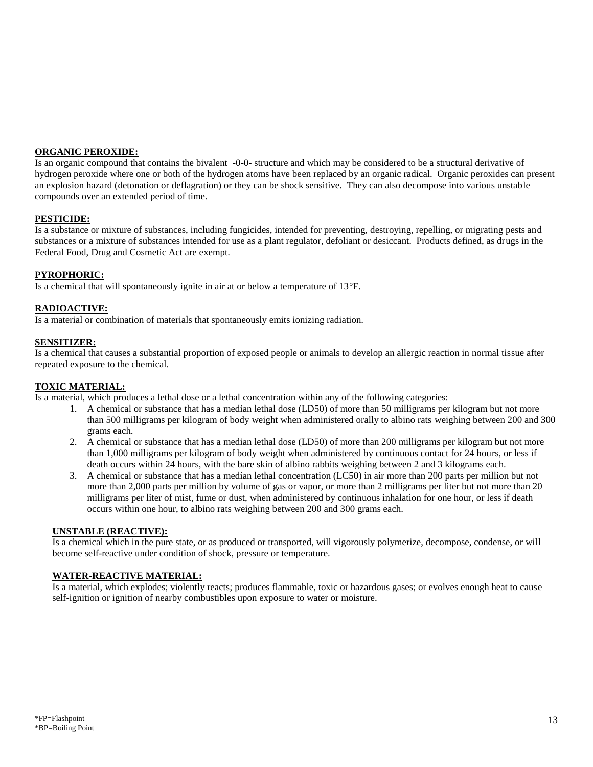**ORGANIC PEROXIDE:**
Is an organic compound that contains the bivalent -0-0- structure and which may be considered to be a structural derivative of hydrogen peroxide where one or both of the hydrogen atoms have been replaced by an organic radical. Organic peroxides can present an explosion hazard (detonation or deflagration) or they can be shock sensitive. They can also decompose into various unstable compounds over an extended period of time.

**PESTICIDE:**
Is a substance or mixture of substances, including fungicides, intended for preventing, destroying, repelling, or migrating pests and substances or a mixture of substances intended for use as a plant regulator, defoliant or desiccant. Products defined, as drugs in the Federal Food, Drug and Cosmetic Act are exempt.

**PYROPHORIC:**
Is a chemical that will spontaneously ignite in air at or below a temperature of 13°F.

**RADIOACTIVE:**
Is a material or combination of materials that spontaneously emits ionizing radiation.

**SENSITIZER:**
Is a chemical that causes a substantial proportion of exposed people or animals to develop an allergic reaction in normal tissue after repeated exposure to the chemical.

**TOXIC MATERIAL:**
Is a material, which produces a lethal dose or a lethal concentration within any of the following categories:

1. A chemical or substance that has a median lethal dose (LD50) of more than 50 milligrams per kilogram but not more than 500 milligrams per kilogram of body weight when administered orally to albino rats weighing between 200 and 300 grams each.
2. A chemical or substance that has a median lethal dose (LD50) of more than 200 milligrams per kilogram but not more than 1,000 milligrams per kilogram of body weight when administered by continuous contact for 24 hours, or less if death occurs within 24 hours, with the bare skin of albino rabbits weighing between 2 and 3 kilograms each.
3. A chemical or substance that has a median lethal concentration (LC50) in air more than 200 parts per million but not more than 2,000 parts per million by volume of gas or vapor, or more than 2 milligrams per liter but not more than 20 milligrams per liter of mist, fume or dust, when administered by continuous inhalation for one hour, or less if death occurs within one hour, to albino rats weighing between 200 and 300 grams each.

**UNSTABLE (REACTIVE):**
Is a chemical which in the pure state, or as produced or transported, will vigorously polymerize, decompose, condense, or will become self-reactive under condition of shock, pressure or temperature.

**WATER-REACTIVE MATERIAL:**
Is a material, which explodes; violently reacts; produces flammable, toxic or hazardous gases; or evolves enough heat to cause self-ignition or ignition of nearby combustibles upon exposure to water or moisture.

*FP=Flashpoint
*BP=Boiling Point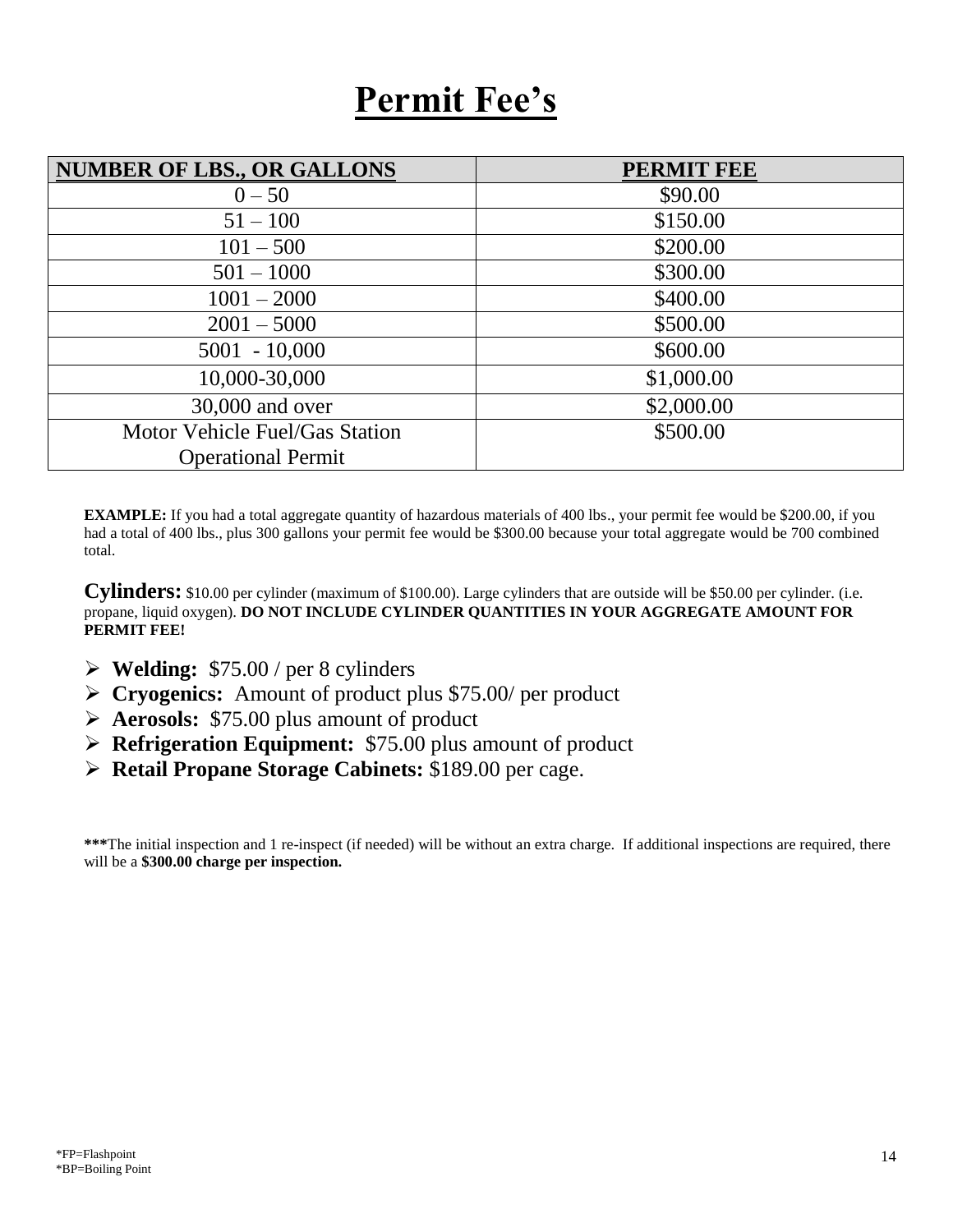# Permit Fee's

| NUMBER OF LBS., OR GALLONS | PERMIT FEE |
| --- | --- |
| 0 – 50 | $90.00 |
| 51 – 100 | $150.00 |
| 101 – 500 | $200.00 |
| 501 – 1000 | $300.00 |
| 1001 – 2000 | $400.00 |
| 2001 – 5000 | $500.00 |
| 5001 - 10,000 | $600.00 |
| 10,000-30,000 | $1,000.00 |
| 30,000 and over | $2,000.00 |
| Motor Vehicle Fuel/Gas Station Operational Permit | $500.00 |

**EXAMPLE:** If you had a total aggregate quantity of hazardous materials of 400 lbs., your permit fee would be $200.00, if you had a total of 400 lbs., plus 300 gallons your permit fee would be $300.00 because your total aggregate would be 700 combined total.

**Cylinders:** $10.00 per cylinder (maximum of $100.00). Large cylinders that are outside will be $50.00 per cylinder. (i.e. propane, liquid oxygen). **DO NOT INCLUDE CYLINDER QUANTITIES IN YOUR AGGREGATE AMOUNT FOR PERMIT FEE!**

- **Welding:** $75.00 / per 8 cylinders
- **Cryogenics:** Amount of product plus $75.00/ per product
- **Aerosols:** $75.00 plus amount of product
- **Refrigeration Equipment:** $75.00 plus amount of product
- **Retail Propane Storage Cabinets:** $189.00 per cage.

**\*\*\***The initial inspection and 1 re-inspect (if needed) will be without an extra charge. If additional inspections are required, there will be a **$300.00 charge per inspection.**

*FP=Flashpoint
*BP=Boiling Point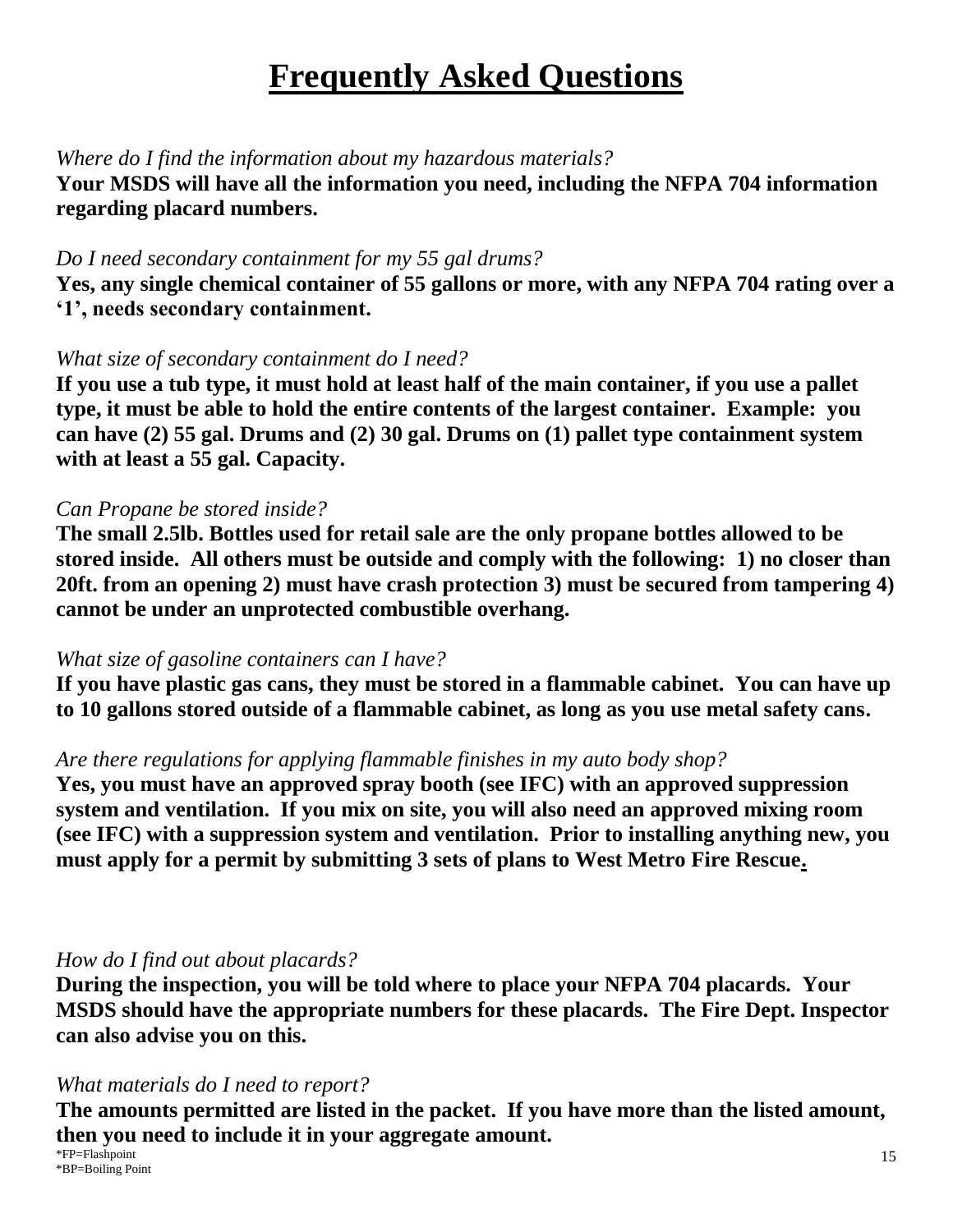# Frequently Asked Questions

*Where do I find the information about my hazardous materials?*
**Your MSDS will have all the information you need, including the NFPA 704 information regarding placard numbers.**

*Do I need secondary containment for my 55 gal drums?*
**Yes, any single chemical container of 55 gallons or more, with any NFPA 704 rating over a '1', needs secondary containment.**

*What size of secondary containment do I need?*
**If you use a tub type, it must hold at least half of the main container, if you use a pallet type, it must be able to hold the entire contents of the largest container. Example: you can have (2) 55 gal. Drums and (2) 30 gal. Drums on (1) pallet type containment system with at least a 55 gal. Capacity.**

*Can Propane be stored inside?*
**The small 2.5lb. Bottles used for retail sale are the only propane bottles allowed to be stored inside. All others must be outside and comply with the following: 1) no closer than 20ft. from an opening 2) must have crash protection 3) must be secured from tampering 4) cannot be under an unprotected combustible overhang.**

*What size of gasoline containers can I have?*
**If you have plastic gas cans, they must be stored in a flammable cabinet. You can have up to 10 gallons stored outside of a flammable cabinet, as long as you use metal safety cans.**

*Are there regulations for applying flammable finishes in my auto body shop?*
**Yes, you must have an approved spray booth (see IFC) with an approved suppression system and ventilation. If you mix on site, you will also need an approved mixing room (see IFC) with a suppression system and ventilation. Prior to installing anything new, you must apply for a permit by submitting 3 sets of plans to West Metro Fire Rescue.**

*How do I find out about placards?*
**During the inspection, you will be told where to place your NFPA 704 placards. Your MSDS should have the appropriate numbers for these placards. The Fire Dept. Inspector can also advise you on this.**

*What materials do I need to report?*
**The amounts permitted are listed in the packet. If you have more than the listed amount, then you need to include it in your aggregate amount.**

*FP=Flashpoint
*BP=Boiling Point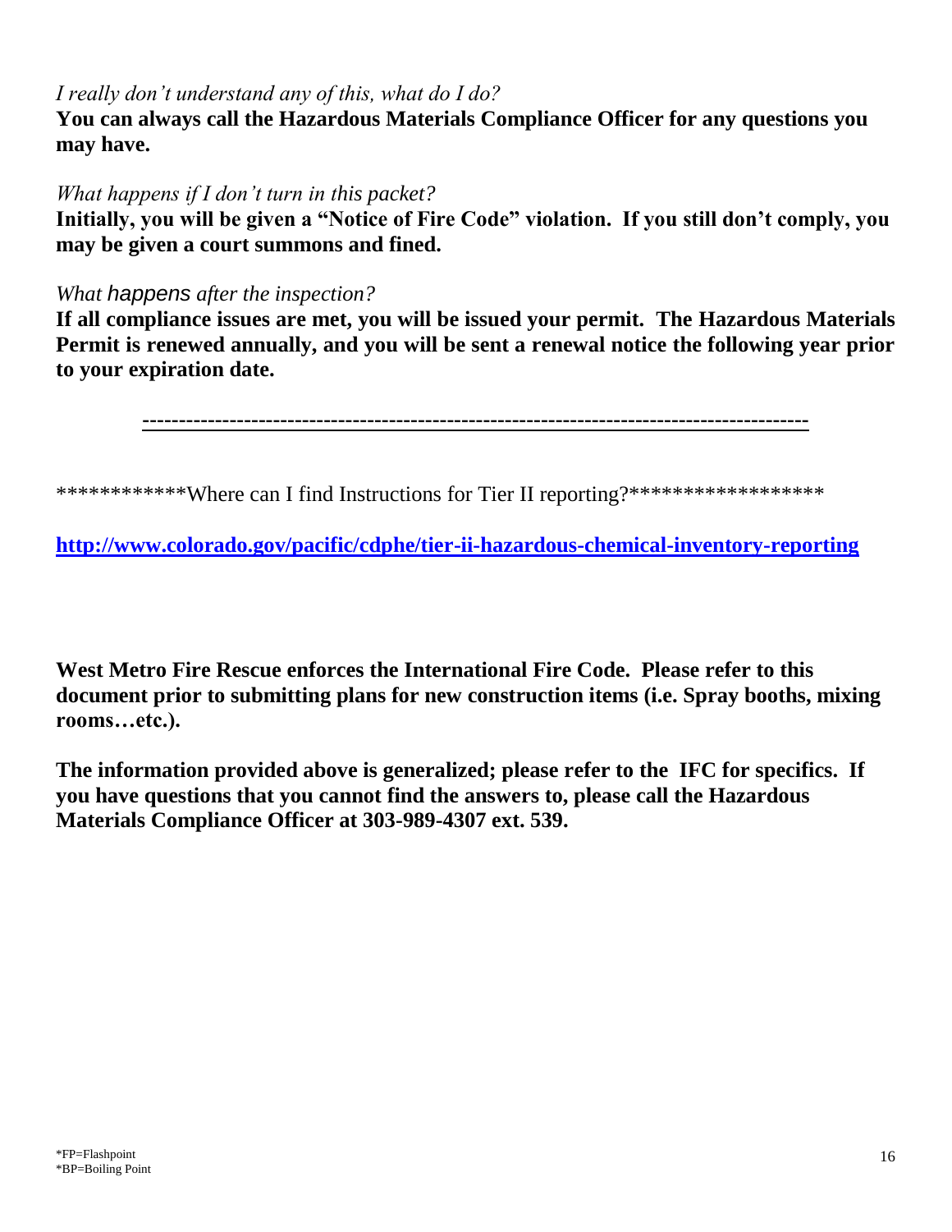*I really don't understand any of this, what do I do?*
**You can always call the Hazardous Materials Compliance Officer for any questions you may have.**

*What happens if I don't turn in this packet?*
**Initially, you will be given a "Notice of Fire Code" violation. If you still don't comply, you may be given a court summons and fined.**

*What happens after the inspection?*
**If all compliance issues are met, you will be issued your permit. The Hazardous Materials Permit is renewed annually, and you will be sent a renewal notice the following year prior to your expiration date.**

---

************Where can I find Instructions for Tier II reporting?******************

**http://www.colorado.gov/pacific/cdphe/tier-ii-hazardous-chemical-inventory-reporting**

**West Metro Fire Rescue enforces the International Fire Code. Please refer to this document prior to submitting plans for new construction items (i.e. Spray booths, mixing rooms…etc.).**

**The information provided above is generalized; please refer to the IFC for specifics. If you have questions that you cannot find the answers to, please call the Hazardous Materials Compliance Officer at 303-989-4307 ext. 539.**

*FP=Flashpoint
*BP=Boiling Point